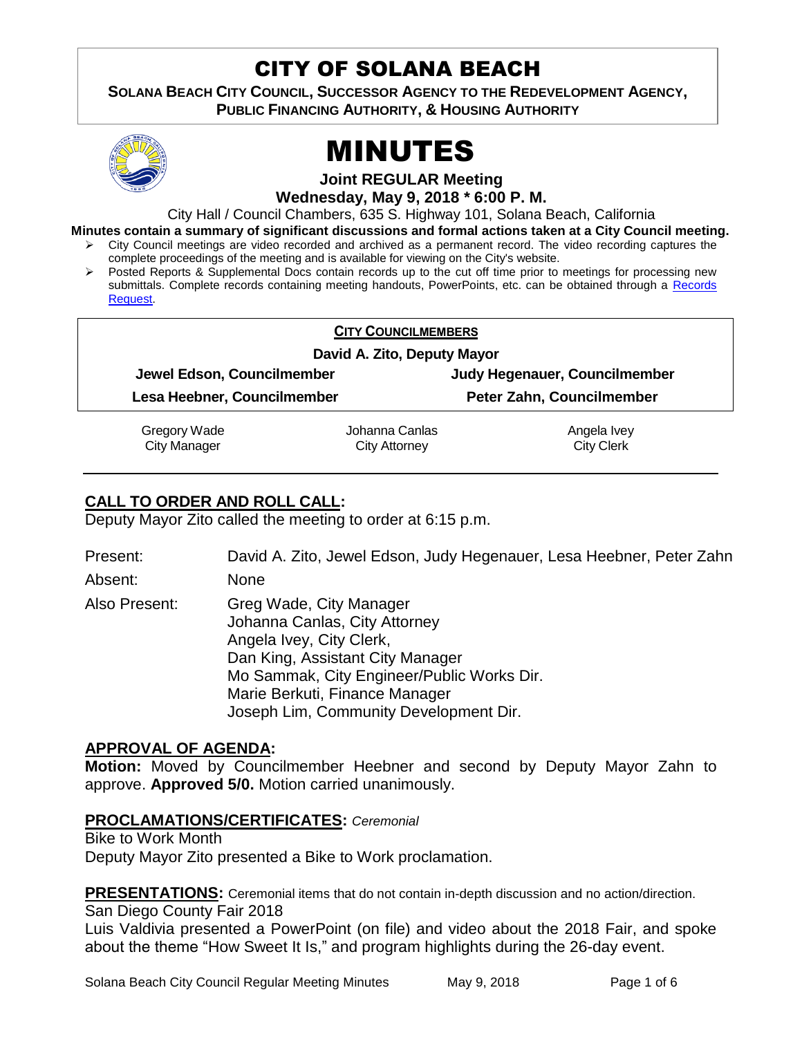# CITY OF SOLANA BEACH

**SOLANA BEACH CITY COUNCIL, SUCCESSOR AGENCY TO THE REDEVELOPMENT AGENCY, PUBLIC FINANCING AUTHORITY, & HOUSING AUTHORITY**

# MINUTES

**Joint REGULAR Meeting**
**Wednesday, May 9, 2018 * 6:00 P. M.**

City Hall / Council Chambers, 635 S. Highway 101, Solana Beach, California

**Minutes contain a summary of significant discussions and formal actions taken at a City Council meeting.**

- City Council meetings are video recorded and archived as a permanent record. The video recording captures the complete proceedings of the meeting and is available for viewing on the City's website.
- Posted Reports & Supplemental Docs contain records up to the cut off time prior to meetings for processing new submittals. Complete records containing meeting handouts, PowerPoints, etc. can be obtained through a Records Request.

**CITY COUNCILMEMBERS**

**David A. Zito, Deputy Mayor**

| | |
|---|---|
| **Jewel Edson, Councilmember** | **Judy Hegenauer, Councilmember** |
| **Lesa Heebner, Councilmember** | **Peter Zahn, Councilmember** |

| | | |
|---|---|---|
| Gregory Wade<br>City Manager | Johanna Canlas<br>City Attorney | Angela Ivey<br>City Clerk |

## CALL TO ORDER AND ROLL CALL:

Deputy Mayor Zito called the meeting to order at 6:15 p.m.

Present: David A. Zito, Jewel Edson, Judy Hegenauer, Lesa Heebner, Peter Zahn

Absent: None

Also Present: Greg Wade, City Manager
Johanna Canlas, City Attorney
Angela Ivey, City Clerk,
Dan King, Assistant City Manager
Mo Sammak, City Engineer/Public Works Dir.
Marie Berkuti, Finance Manager
Joseph Lim, Community Development Dir.

## APPROVAL OF AGENDA:

**Motion:** Moved by Councilmember Heebner and second by Deputy Mayor Zahn to approve. **Approved 5/0.** Motion carried unanimously.

## PROCLAMATIONS/CERTIFICATES: *Ceremonial*

Bike to Work Month
Deputy Mayor Zito presented a Bike to Work proclamation.

## PRESENTATIONS: Ceremonial items that do not contain in-depth discussion and no action/direction.

San Diego County Fair 2018
Luis Valdivia presented a PowerPoint (on file) and video about the 2018 Fair, and spoke about the theme "How Sweet It Is," and program highlights during the 26-day event.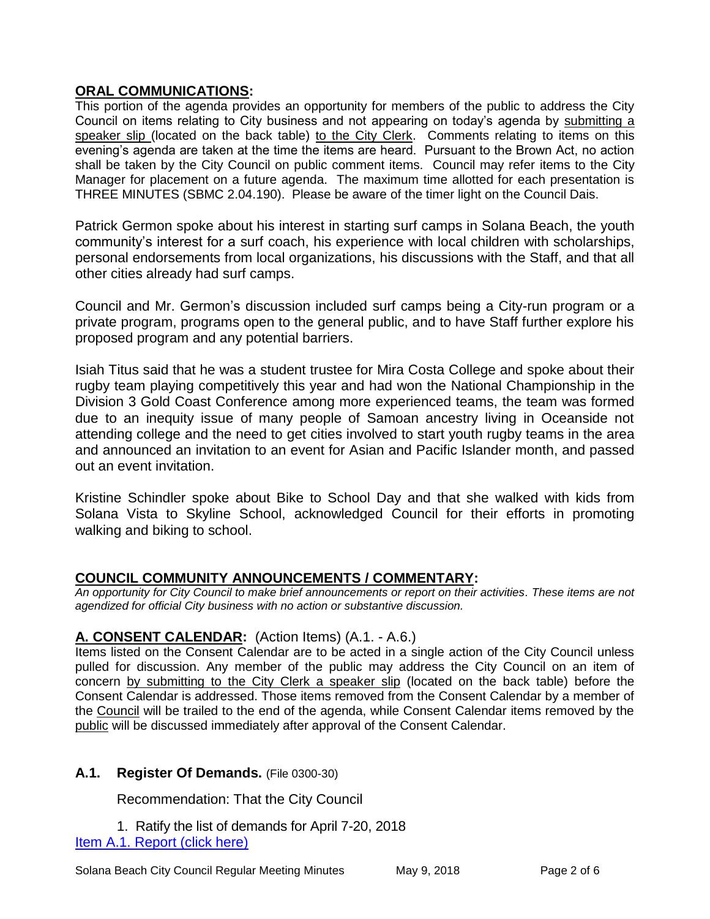## **ORAL COMMUNICATIONS:**

This portion of the agenda provides an opportunity for members of the public to address the City Council on items relating to City business and not appearing on today's agenda by submitting a speaker slip (located on the back table) to the City Clerk. Comments relating to items on this evening's agenda are taken at the time the items are heard. Pursuant to the Brown Act, no action shall be taken by the City Council on public comment items. Council may refer items to the City Manager for placement on a future agenda. The maximum time allotted for each presentation is THREE MINUTES (SBMC 2.04.190). Please be aware of the timer light on the Council Dais.

Patrick Germon spoke about his interest in starting surf camps in Solana Beach, the youth community's interest for a surf coach, his experience with local children with scholarships, personal endorsements from local organizations, his discussions with the Staff, and that all other cities already had surf camps.

Council and Mr. Germon's discussion included surf camps being a City-run program or a private program, programs open to the general public, and to have Staff further explore his proposed program and any potential barriers.

Isiah Titus said that he was a student trustee for Mira Costa College and spoke about their rugby team playing competitively this year and had won the National Championship in the Division 3 Gold Coast Conference among more experienced teams, the team was formed due to an inequity issue of many people of Samoan ancestry living in Oceanside not attending college and the need to get cities involved to start youth rugby teams in the area and announced an invitation to an event for Asian and Pacific Islander month, and passed out an event invitation.

Kristine Schindler spoke about Bike to School Day and that she walked with kids from Solana Vista to Skyline School, acknowledged Council for their efforts in promoting walking and biking to school.

## **COUNCIL COMMUNITY ANNOUNCEMENTS / COMMENTARY:**

*An opportunity for City Council to make brief announcements or report on their activities. These items are not agendized for official City business with no action or substantive discussion.*

## **A. CONSENT CALENDAR:** (Action Items) (A.1. - A.6.)

Items listed on the Consent Calendar are to be acted in a single action of the City Council unless pulled for discussion. Any member of the public may address the City Council on an item of concern by submitting to the City Clerk a speaker slip (located on the back table) before the Consent Calendar is addressed. Those items removed from the Consent Calendar by a member of the Council will be trailed to the end of the agenda, while Consent Calendar items removed by the public will be discussed immediately after approval of the Consent Calendar.

### **A.1. Register Of Demands.** (File 0300-30)

Recommendation: That the City Council

1. Ratify the list of demands for April 7-20, 2018

Item A.1. Report (click here)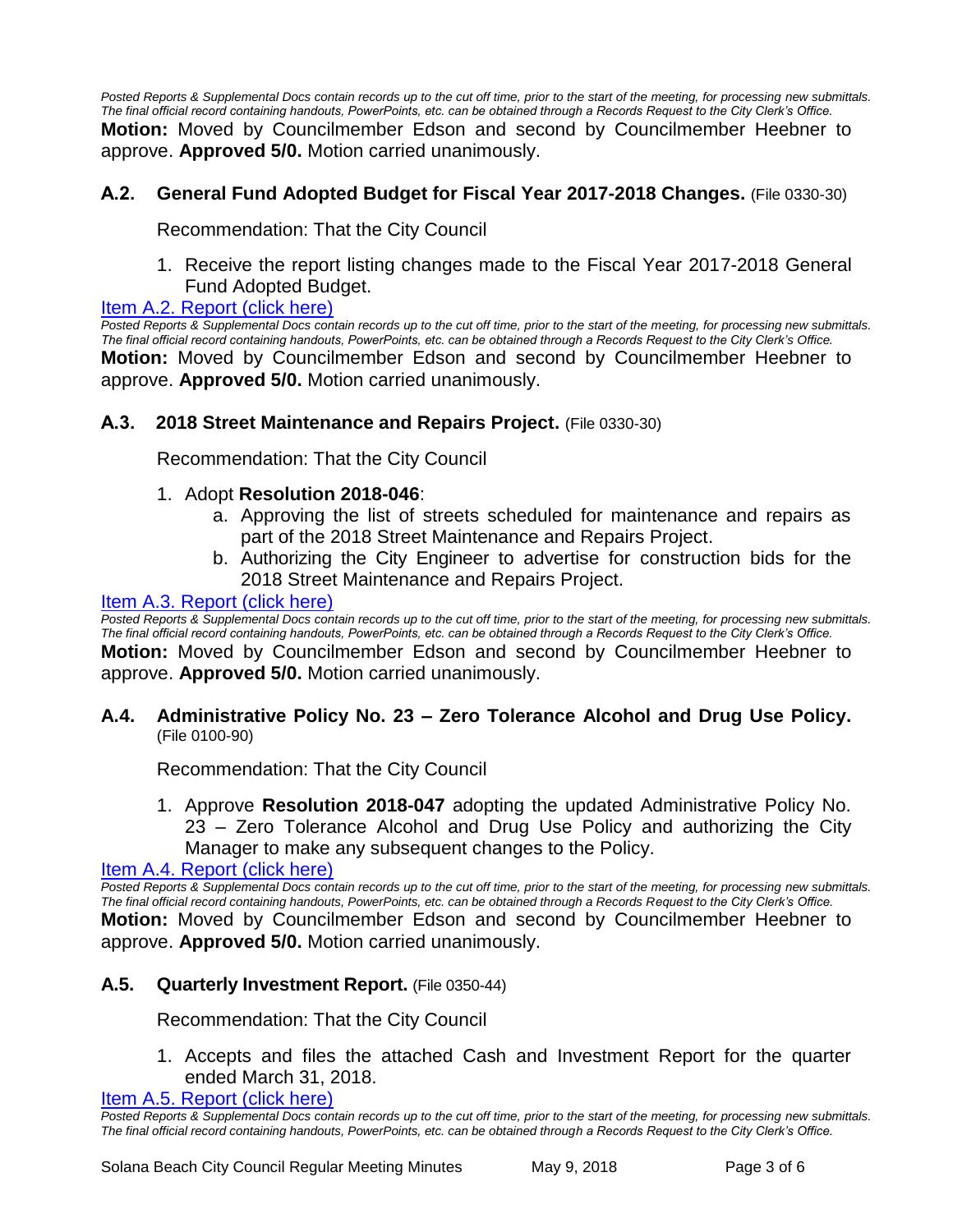*Posted Reports & Supplemental Docs contain records up to the cut off time, prior to the start of the meeting, for processing new submittals. The final official record containing handouts, PowerPoints, etc. can be obtained through a Records Request to the City Clerk's Office.*

**Motion:** Moved by Councilmember Edson and second by Councilmember Heebner to approve. **Approved 5/0.** Motion carried unanimously.

### A.2. General Fund Adopted Budget for Fiscal Year 2017-2018 Changes. (File 0330-30)

Recommendation: That the City Council

1. Receive the report listing changes made to the Fiscal Year 2017-2018 General Fund Adopted Budget.

[Item A.2. Report (click here)]

*Posted Reports & Supplemental Docs contain records up to the cut off time, prior to the start of the meeting, for processing new submittals. The final official record containing handouts, PowerPoints, etc. can be obtained through a Records Request to the City Clerk's Office.*

**Motion:** Moved by Councilmember Edson and second by Councilmember Heebner to approve. **Approved 5/0.** Motion carried unanimously.

### A.3. 2018 Street Maintenance and Repairs Project. (File 0330-30)

Recommendation: That the City Council

1. Adopt **Resolution 2018-046**:
   a. Approving the list of streets scheduled for maintenance and repairs as part of the 2018 Street Maintenance and Repairs Project.
   b. Authorizing the City Engineer to advertise for construction bids for the 2018 Street Maintenance and Repairs Project.

[Item A.3. Report (click here)]

*Posted Reports & Supplemental Docs contain records up to the cut off time, prior to the start of the meeting, for processing new submittals. The final official record containing handouts, PowerPoints, etc. can be obtained through a Records Request to the City Clerk's Office.*

**Motion:** Moved by Councilmember Edson and second by Councilmember Heebner to approve. **Approved 5/0.** Motion carried unanimously.

### A.4. Administrative Policy No. 23 – Zero Tolerance Alcohol and Drug Use Policy. (File 0100-90)

Recommendation: That the City Council

1. Approve **Resolution 2018-047** adopting the updated Administrative Policy No. 23 – Zero Tolerance Alcohol and Drug Use Policy and authorizing the City Manager to make any subsequent changes to the Policy.

[Item A.4. Report (click here)]

*Posted Reports & Supplemental Docs contain records up to the cut off time, prior to the start of the meeting, for processing new submittals. The final official record containing handouts, PowerPoints, etc. can be obtained through a Records Request to the City Clerk's Office.*

**Motion:** Moved by Councilmember Edson and second by Councilmember Heebner to approve. **Approved 5/0.** Motion carried unanimously.

### A.5. Quarterly Investment Report. (File 0350-44)

Recommendation: That the City Council

1. Accepts and files the attached Cash and Investment Report for the quarter ended March 31, 2018.

[Item A.5. Report (click here)]

*Posted Reports & Supplemental Docs contain records up to the cut off time, prior to the start of the meeting, for processing new submittals. The final official record containing handouts, PowerPoints, etc. can be obtained through a Records Request to the City Clerk's Office.*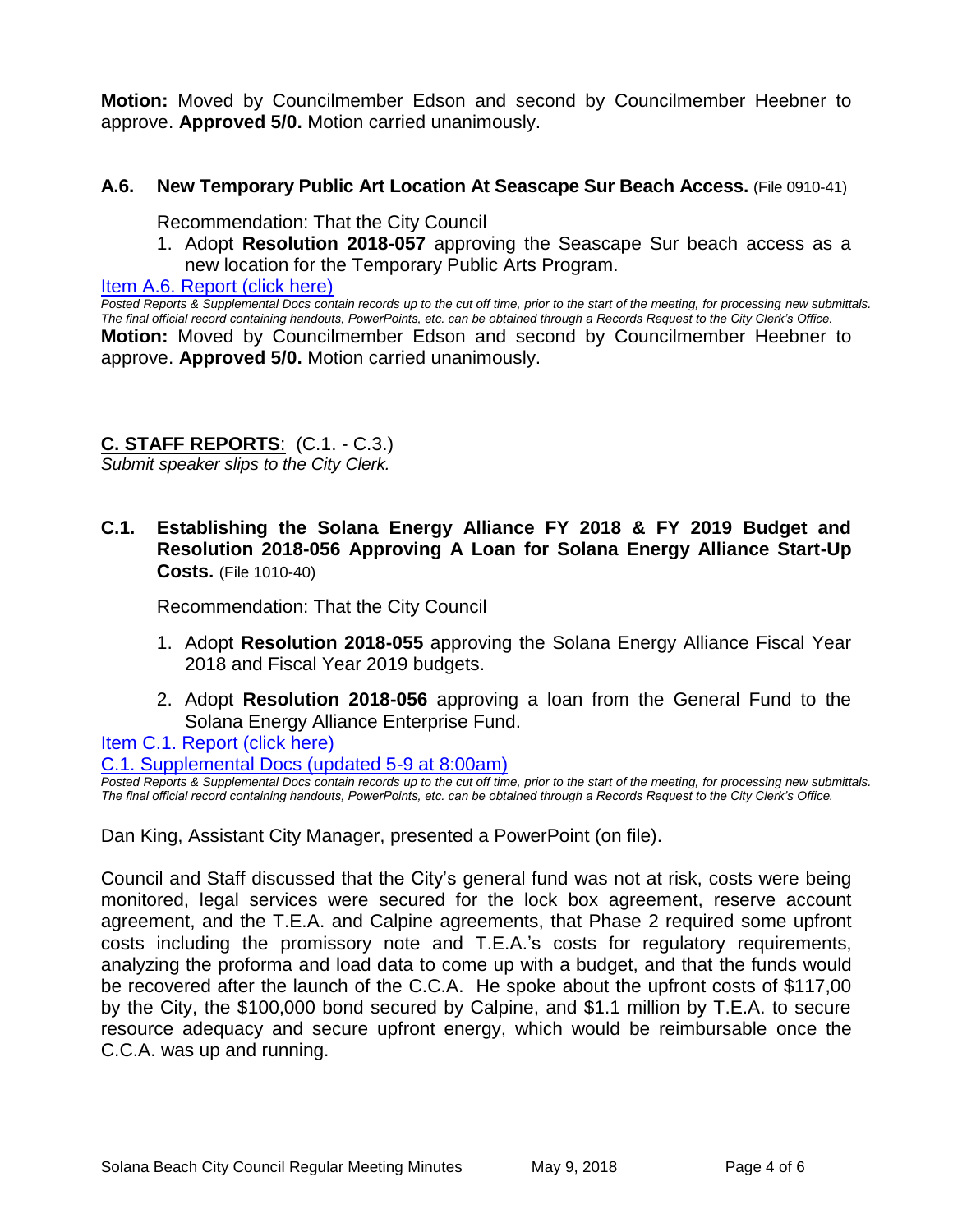**Motion:** Moved by Councilmember Edson and second by Councilmember Heebner to approve. **Approved 5/0.** Motion carried unanimously.

### A.6. New Temporary Public Art Location At Seascape Sur Beach Access. (File 0910-41)

Recommendation: That the City Council

1. Adopt **Resolution 2018-057** approving the Seascape Sur beach access as a new location for the Temporary Public Arts Program.

[Item A.6. Report (click here)]

*Posted Reports & Supplemental Docs contain records up to the cut off time, prior to the start of the meeting, for processing new submittals. The final official record containing handouts, PowerPoints, etc. can be obtained through a Records Request to the City Clerk's Office.*

**Motion:** Moved by Councilmember Edson and second by Councilmember Heebner to approve. **Approved 5/0.** Motion carried unanimously.

## C. STAFF REPORTS: (C.1. - C.3.)

*Submit speaker slips to the City Clerk.*

### C.1. Establishing the Solana Energy Alliance FY 2018 & FY 2019 Budget and Resolution 2018-056 Approving A Loan for Solana Energy Alliance Start-Up Costs. (File 1010-40)

Recommendation: That the City Council

1. Adopt **Resolution 2018-055** approving the Solana Energy Alliance Fiscal Year 2018 and Fiscal Year 2019 budgets.
2. Adopt **Resolution 2018-056** approving a loan from the General Fund to the Solana Energy Alliance Enterprise Fund.

[Item C.1. Report (click here)]

[C.1. Supplemental Docs (updated 5-9 at 8:00am)]

*Posted Reports & Supplemental Docs contain records up to the cut off time, prior to the start of the meeting, for processing new submittals. The final official record containing handouts, PowerPoints, etc. can be obtained through a Records Request to the City Clerk's Office.*

Dan King, Assistant City Manager, presented a PowerPoint (on file).

Council and Staff discussed that the City's general fund was not at risk, costs were being monitored, legal services were secured for the lock box agreement, reserve account agreement, and the T.E.A. and Calpine agreements, that Phase 2 required some upfront costs including the promissory note and T.E.A.'s costs for regulatory requirements, analyzing the proforma and load data to come up with a budget, and that the funds would be recovered after the launch of the C.C.A. He spoke about the upfront costs of $117,00 by the City, the $100,000 bond secured by Calpine, and $1.1 million by T.E.A. to secure resource adequacy and secure upfront energy, which would be reimbursable once the C.C.A. was up and running.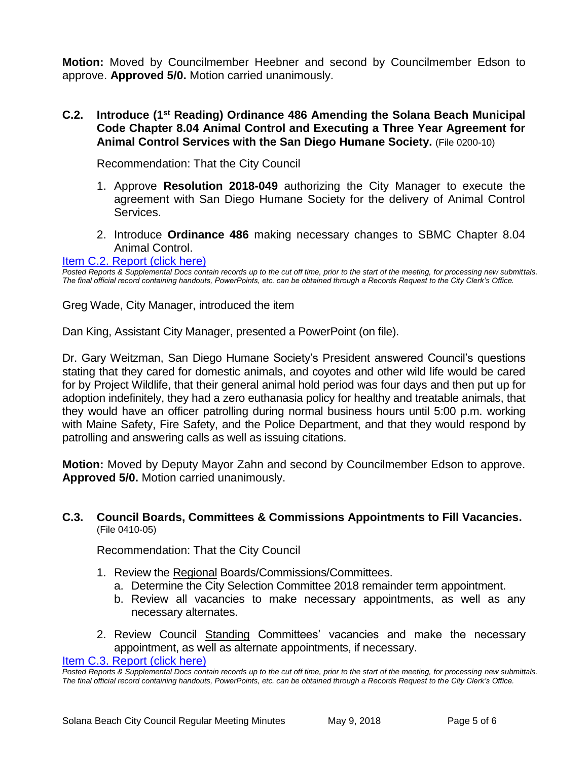**Motion:** Moved by Councilmember Heebner and second by Councilmember Edson to approve. **Approved 5/0.** Motion carried unanimously.

### C.2. Introduce (1st Reading) Ordinance 486 Amending the Solana Beach Municipal Code Chapter 8.04 Animal Control and Executing a Three Year Agreement for Animal Control Services with the San Diego Humane Society. (File 0200-10)

Recommendation: That the City Council

1. Approve **Resolution 2018-049** authorizing the City Manager to execute the agreement with San Diego Humane Society for the delivery of Animal Control Services.

2. Introduce **Ordinance 486** making necessary changes to SBMC Chapter 8.04 Animal Control.

Item C.2. Report (click here)

*Posted Reports & Supplemental Docs contain records up to the cut off time, prior to the start of the meeting, for processing new submittals. The final official record containing handouts, PowerPoints, etc. can be obtained through a Records Request to the City Clerk's Office.*

Greg Wade, City Manager, introduced the item

Dan King, Assistant City Manager, presented a PowerPoint (on file).

Dr. Gary Weitzman, San Diego Humane Society's President answered Council's questions stating that they cared for domestic animals, and coyotes and other wild life would be cared for by Project Wildlife, that their general animal hold period was four days and then put up for adoption indefinitely, they had a zero euthanasia policy for healthy and treatable animals, that they would have an officer patrolling during normal business hours until 5:00 p.m. working with Maine Safety, Fire Safety, and the Police Department, and that they would respond by patrolling and answering calls as well as issuing citations.

**Motion:** Moved by Deputy Mayor Zahn and second by Councilmember Edson to approve. **Approved 5/0.** Motion carried unanimously.

### C.3. Council Boards, Committees & Commissions Appointments to Fill Vacancies. (File 0410-05)

Recommendation: That the City Council

1. Review the Regional Boards/Commissions/Committees.
   a. Determine the City Selection Committee 2018 remainder term appointment.
   b. Review all vacancies to make necessary appointments, as well as any necessary alternates.

2. Review Council Standing Committees' vacancies and make the necessary appointment, as well as alternate appointments, if necessary.

Item C.3. Report (click here)

*Posted Reports & Supplemental Docs contain records up to the cut off time, prior to the start of the meeting, for processing new submittals. The final official record containing handouts, PowerPoints, etc. can be obtained through a Records Request to the City Clerk's Office.*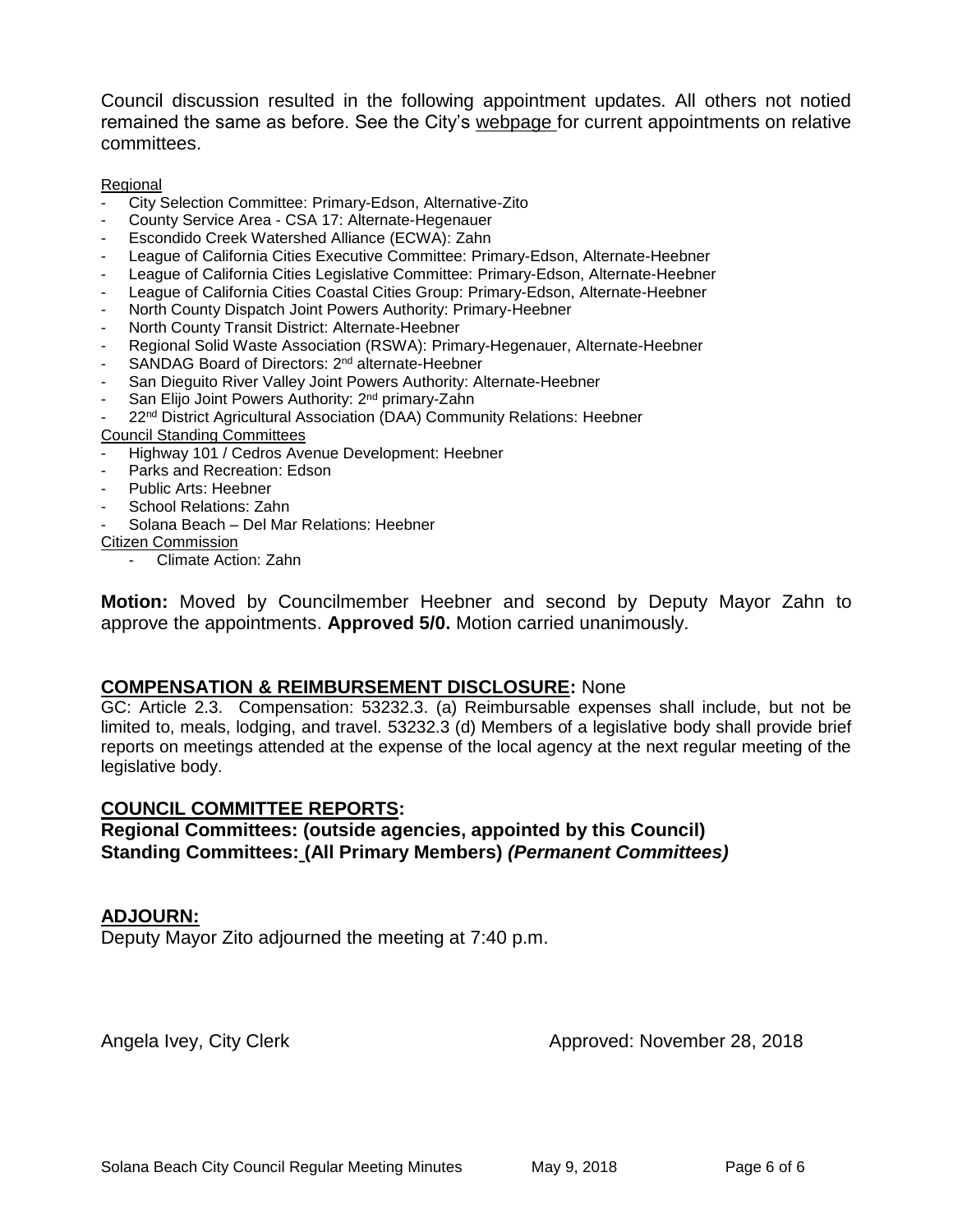Council discussion resulted in the following appointment updates. All others not notied remained the same as before. See the City's webpage for current appointments on relative committees.

Regional

- City Selection Committee: Primary-Edson, Alternative-Zito
- County Service Area - CSA 17: Alternate-Hegenauer
- Escondido Creek Watershed Alliance (ECWA): Zahn
- League of California Cities Executive Committee: Primary-Edson, Alternate-Heebner
- League of California Cities Legislative Committee: Primary-Edson, Alternate-Heebner
- League of California Cities Coastal Cities Group: Primary-Edson, Alternate-Heebner
- North County Dispatch Joint Powers Authority: Primary-Heebner
- North County Transit District: Alternate-Heebner
- Regional Solid Waste Association (RSWA): Primary-Hegenauer, Alternate-Heebner
- SANDAG Board of Directors: 2nd alternate-Heebner
- San Dieguito River Valley Joint Powers Authority: Alternate-Heebner
- San Elijo Joint Powers Authority: 2nd primary-Zahn
- 22nd District Agricultural Association (DAA) Community Relations: Heebner

Council Standing Committees

- Highway 101 / Cedros Avenue Development: Heebner
- Parks and Recreation: Edson
- Public Arts: Heebner
- School Relations: Zahn
- Solana Beach – Del Mar Relations: Heebner

Citizen Commission

- Climate Action: Zahn

**Motion:** Moved by Councilmember Heebner and second by Deputy Mayor Zahn to approve the appointments. **Approved 5/0.** Motion carried unanimously.

## COMPENSATION & REIMBURSEMENT DISCLOSURE: None

GC: Article 2.3. Compensation: 53232.3. (a) Reimbursable expenses shall include, but not be limited to, meals, lodging, and travel. 53232.3 (d) Members of a legislative body shall provide brief reports on meetings attended at the expense of the local agency at the next regular meeting of the legislative body.

## COUNCIL COMMITTEE REPORTS:

**Regional Committees: (outside agencies, appointed by this Council)**

**Standing Committees: (All Primary Members) *(Permanent Committees)***

## ADJOURN:

Deputy Mayor Zito adjourned the meeting at 7:40 p.m.

Angela Ivey, City Clerk　　　　　　　　　　Approved: November 28, 2018